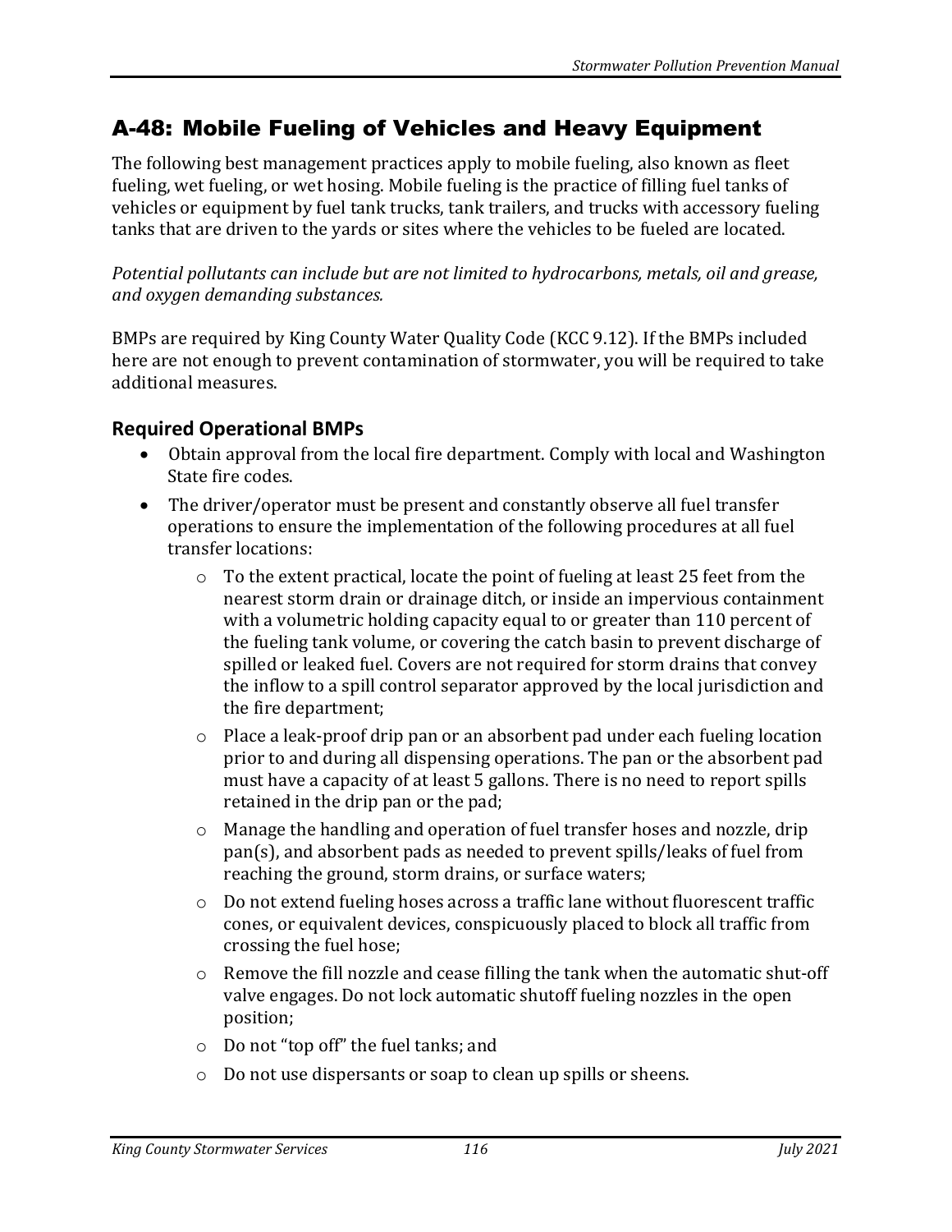## A-48: Mobile Fueling of Vehicles and Heavy Equipment

The following best management practices apply to mobile fueling, also known as fleet fueling, wet fueling, or wet hosing. Mobile fueling is the practice of filling fuel tanks of vehicles or equipment by fuel tank trucks, tank trailers, and trucks with accessory fueling tanks that are driven to the yards or sites where the vehicles to be fueled are located.

*Potential pollutants can include but are not limited to hydrocarbons, metals, oil and grease, and oxygen demanding substances.*

BMPs are required by King County Water Quality Code (KCC 9.12). If the BMPs included here are not enough to prevent contamination of stormwater, you will be required to take additional measures.

### Required Operational BMPs

- Obtain approval from the local fire department. Comply with local and Washington State fire codes.
- The driver/operator must be present and constantly observe all fuel transfer operations to ensure the implementation of the following procedures at all fuel transfer locations:
  - To the extent practical, locate the point of fueling at least 25 feet from the nearest storm drain or drainage ditch, or inside an impervious containment with a volumetric holding capacity equal to or greater than 110 percent of the fueling tank volume, or covering the catch basin to prevent discharge of spilled or leaked fuel. Covers are not required for storm drains that convey the inflow to a spill control separator approved by the local jurisdiction and the fire department;
  - Place a leak-proof drip pan or an absorbent pad under each fueling location prior to and during all dispensing operations. The pan or the absorbent pad must have a capacity of at least 5 gallons. There is no need to report spills retained in the drip pan or the pad;
  - Manage the handling and operation of fuel transfer hoses and nozzle, drip pan(s), and absorbent pads as needed to prevent spills/leaks of fuel from reaching the ground, storm drains, or surface waters;
  - Do not extend fueling hoses across a traffic lane without fluorescent traffic cones, or equivalent devices, conspicuously placed to block all traffic from crossing the fuel hose;
  - Remove the fill nozzle and cease filling the tank when the automatic shut-off valve engages. Do not lock automatic shutoff fueling nozzles in the open position;
  - Do not "top off" the fuel tanks; and
  - Do not use dispersants or soap to clean up spills or sheens.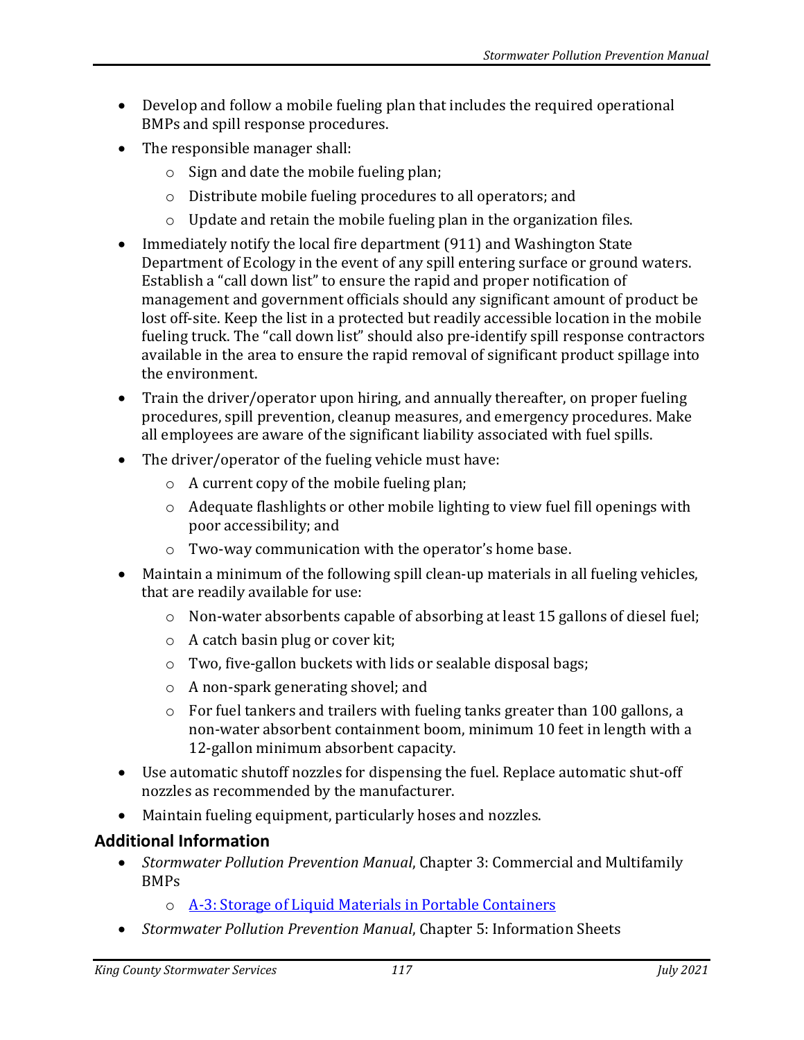- Develop and follow a mobile fueling plan that includes the required operational BMPs and spill response procedures.
- The responsible manager shall:
  - Sign and date the mobile fueling plan;
  - Distribute mobile fueling procedures to all operators; and
  - Update and retain the mobile fueling plan in the organization files.
- Immediately notify the local fire department (911) and Washington State Department of Ecology in the event of any spill entering surface or ground waters. Establish a "call down list" to ensure the rapid and proper notification of management and government officials should any significant amount of product be lost off-site. Keep the list in a protected but readily accessible location in the mobile fueling truck. The "call down list" should also pre-identify spill response contractors available in the area to ensure the rapid removal of significant product spillage into the environment.
- Train the driver/operator upon hiring, and annually thereafter, on proper fueling procedures, spill prevention, cleanup measures, and emergency procedures. Make all employees are aware of the significant liability associated with fuel spills.
- The driver/operator of the fueling vehicle must have:
  - A current copy of the mobile fueling plan;
  - Adequate flashlights or other mobile lighting to view fuel fill openings with poor accessibility; and
  - Two-way communication with the operator's home base.
- Maintain a minimum of the following spill clean-up materials in all fueling vehicles, that are readily available for use:
  - Non-water absorbents capable of absorbing at least 15 gallons of diesel fuel;
  - A catch basin plug or cover kit;
  - Two, five-gallon buckets with lids or sealable disposal bags;
  - A non-spark generating shovel; and
  - For fuel tankers and trailers with fueling tanks greater than 100 gallons, a non-water absorbent containment boom, minimum 10 feet in length with a 12-gallon minimum absorbent capacity.
- Use automatic shutoff nozzles for dispensing the fuel. Replace automatic shut-off nozzles as recommended by the manufacturer.
- Maintain fueling equipment, particularly hoses and nozzles.

## Additional Information

- *Stormwater Pollution Prevention Manual*, Chapter 3: Commercial and Multifamily BMPs
  - A-3: Storage of Liquid Materials in Portable Containers
- *Stormwater Pollution Prevention Manual*, Chapter 5: Information Sheets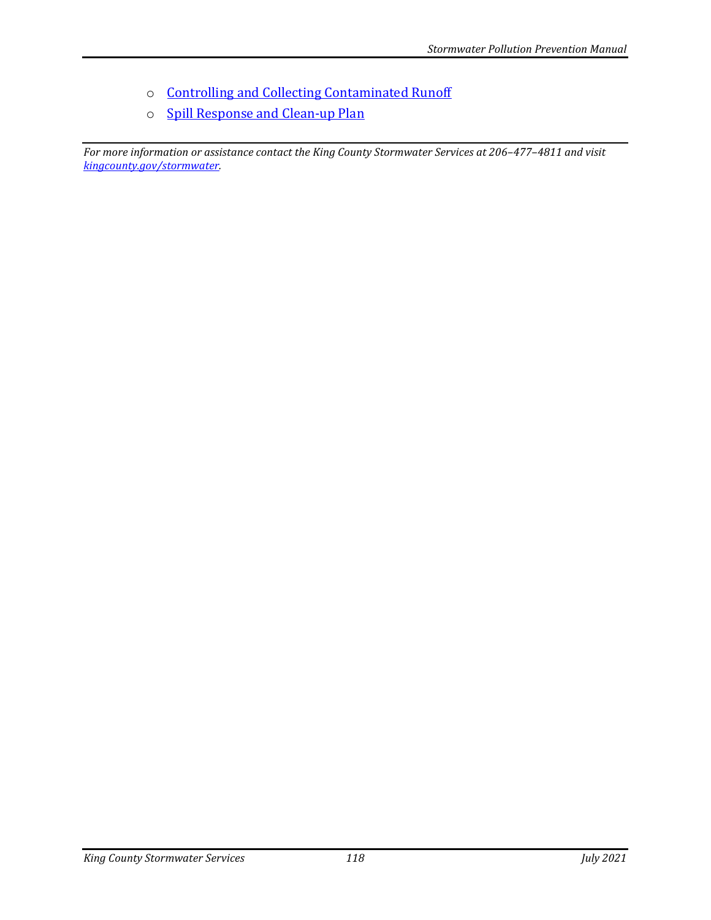- Controlling and Collecting Contaminated Runoff
- Spill Response and Clean-up Plan

---

*For more information or assistance contact the King County Stormwater Services at 206–477–4811 and visit kingcounty.gov/stormwater.*